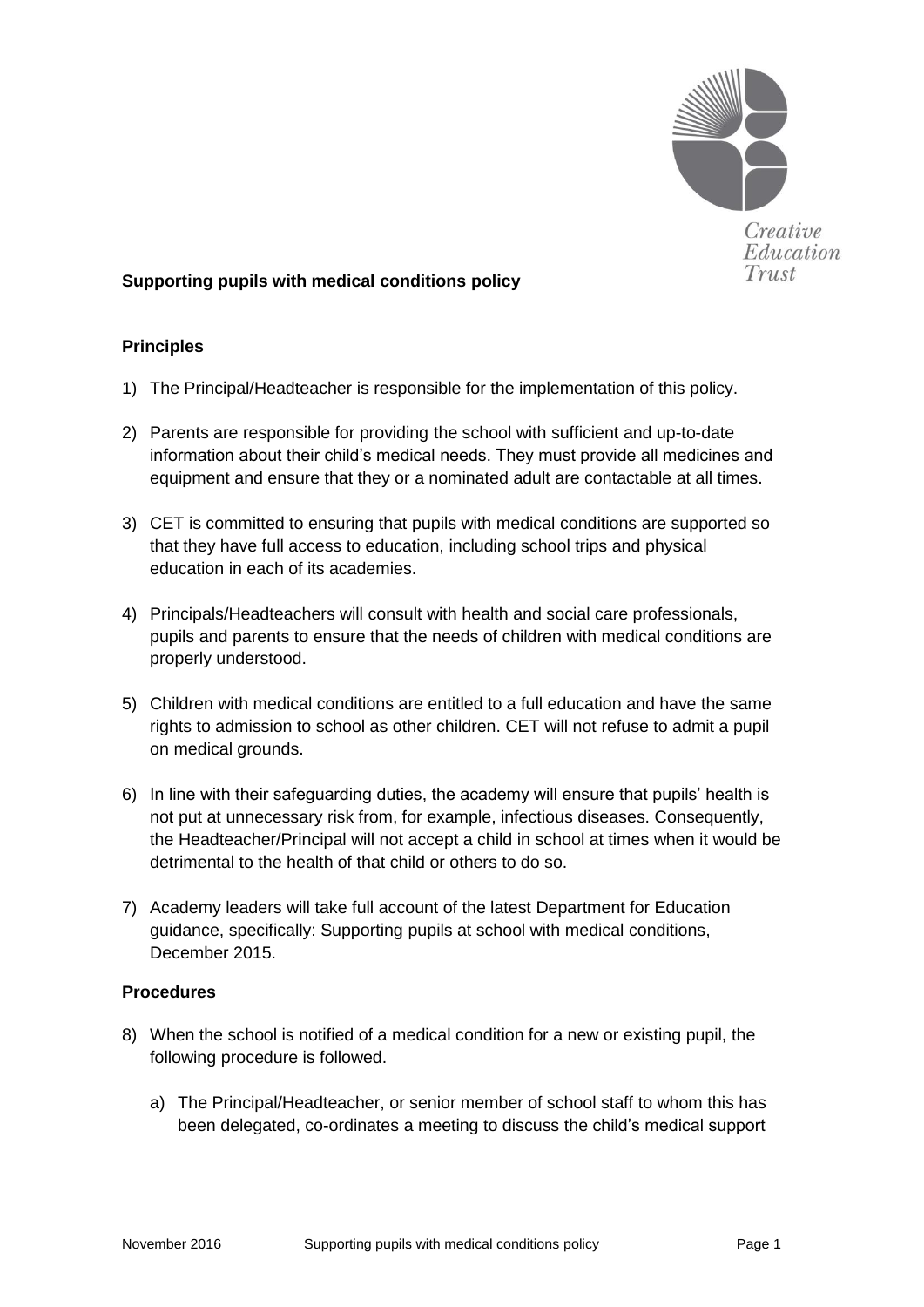Creative Education Trust

## Supporting pupils with medical conditions policy

### Principles

1) The Principal/Headteacher is responsible for the implementation of this policy.

2) Parents are responsible for providing the school with sufficient and up-to-date information about their child's medical needs. They must provide all medicines and equipment and ensure that they or a nominated adult are contactable at all times.

3) CET is committed to ensuring that pupils with medical conditions are supported so that they have full access to education, including school trips and physical education in each of its academies.

4) Principals/Headteachers will consult with health and social care professionals, pupils and parents to ensure that the needs of children with medical conditions are properly understood.

5) Children with medical conditions are entitled to a full education and have the same rights to admission to school as other children. CET will not refuse to admit a pupil on medical grounds.

6) In line with their safeguarding duties, the academy will ensure that pupils' health is not put at unnecessary risk from, for example, infectious diseases. Consequently, the Headteacher/Principal will not accept a child in school at times when it would be detrimental to the health of that child or others to do so.

7) Academy leaders will take full account of the latest Department for Education guidance, specifically: Supporting pupils at school with medical conditions, December 2015.

### Procedures

8) When the school is notified of a medical condition for a new or existing pupil, the following procedure is followed.

   a) The Principal/Headteacher, or senior member of school staff to whom this has been delegated, co-ordinates a meeting to discuss the child's medical support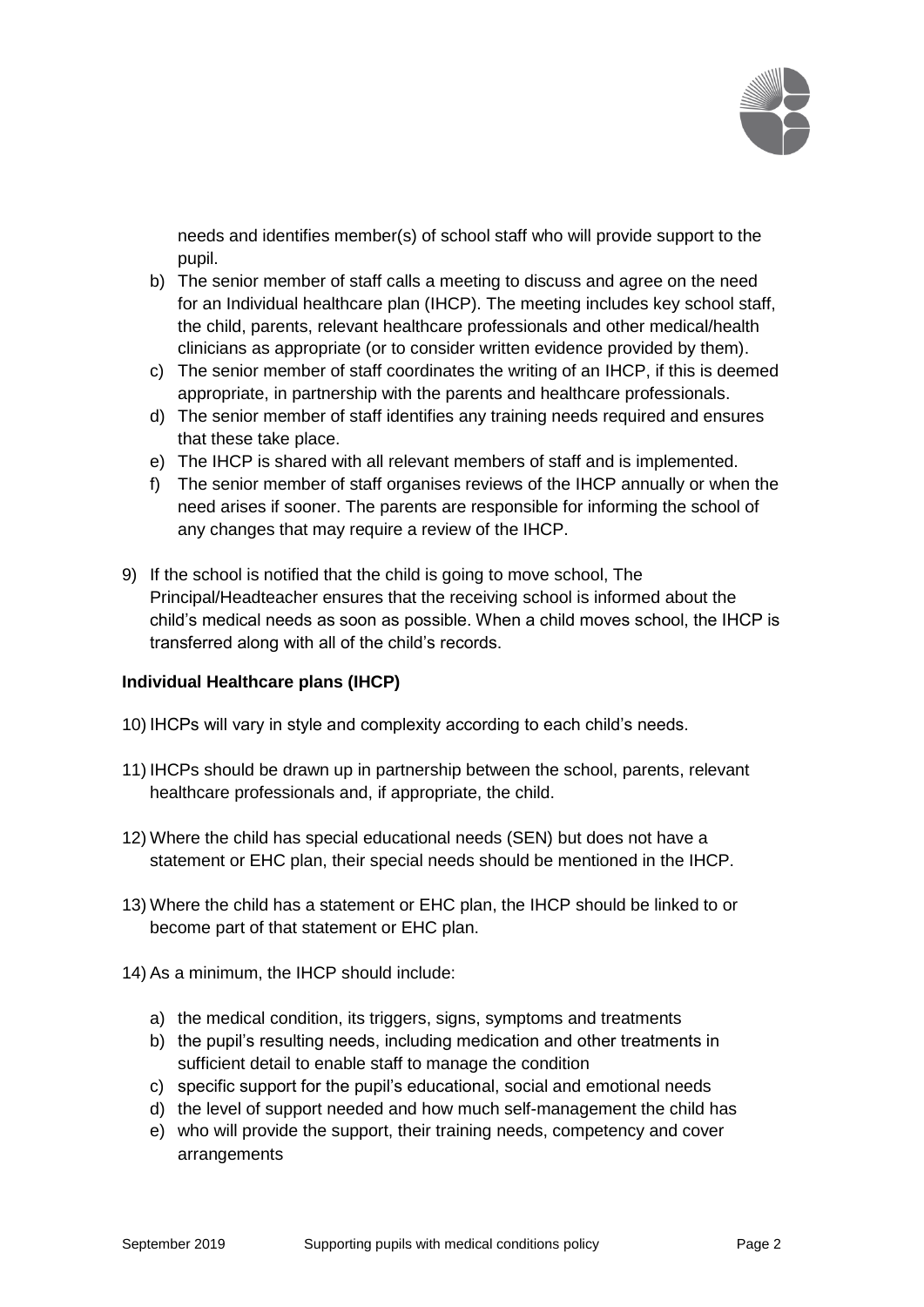needs and identifies member(s) of school staff who will provide support to the pupil.

b) The senior member of staff calls a meeting to discuss and agree on the need for an Individual healthcare plan (IHCP). The meeting includes key school staff, the child, parents, relevant healthcare professionals and other medical/health clinicians as appropriate (or to consider written evidence provided by them).
c) The senior member of staff coordinates the writing of an IHCP, if this is deemed appropriate, in partnership with the parents and healthcare professionals.
d) The senior member of staff identifies any training needs required and ensures that these take place.
e) The IHCP is shared with all relevant members of staff and is implemented.
f) The senior member of staff organises reviews of the IHCP annually or when the need arises if sooner. The parents are responsible for informing the school of any changes that may require a review of the IHCP.

9) If the school is notified that the child is going to move school, The Principal/Headteacher ensures that the receiving school is informed about the child's medical needs as soon as possible. When a child moves school, the IHCP is transferred along with all of the child's records.

**Individual Healthcare plans (IHCP)**

10) IHCPs will vary in style and complexity according to each child's needs.

11) IHCPs should be drawn up in partnership between the school, parents, relevant healthcare professionals and, if appropriate, the child.

12) Where the child has special educational needs (SEN) but does not have a statement or EHC plan, their special needs should be mentioned in the IHCP.

13) Where the child has a statement or EHC plan, the IHCP should be linked to or become part of that statement or EHC plan.

14) As a minimum, the IHCP should include:

a) the medical condition, its triggers, signs, symptoms and treatments
b) the pupil's resulting needs, including medication and other treatments in sufficient detail to enable staff to manage the condition
c) specific support for the pupil's educational, social and emotional needs
d) the level of support needed and how much self-management the child has
e) who will provide the support, their training needs, competency and cover arrangements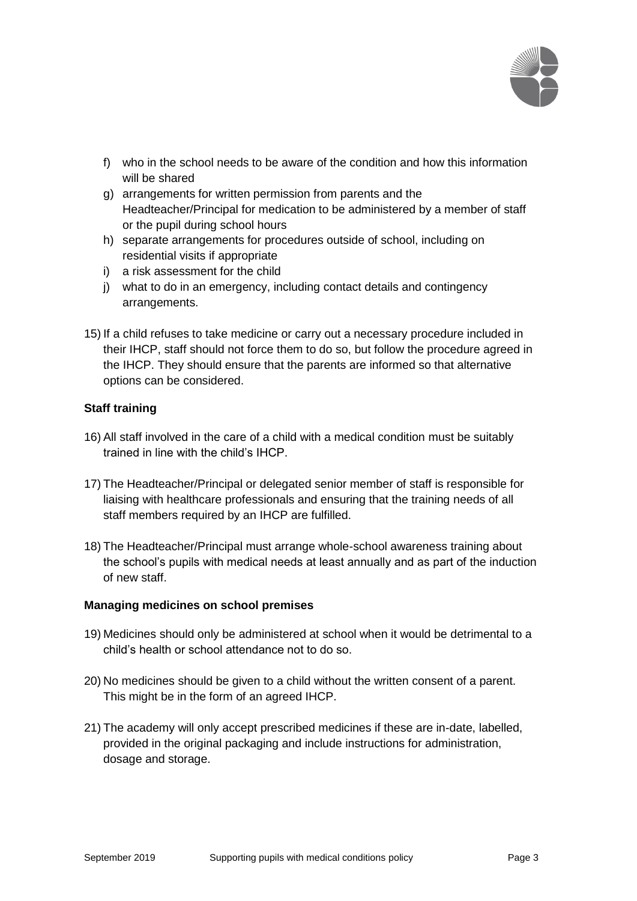f) who in the school needs to be aware of the condition and how this information will be shared
g) arrangements for written permission from parents and the Headteacher/Principal for medication to be administered by a member of staff or the pupil during school hours
h) separate arrangements for procedures outside of school, including on residential visits if appropriate
i) a risk assessment for the child
j) what to do in an emergency, including contact details and contingency arrangements.

15) If a child refuses to take medicine or carry out a necessary procedure included in their IHCP, staff should not force them to do so, but follow the procedure agreed in the IHCP. They should ensure that the parents are informed so that alternative options can be considered.

**Staff training**

16) All staff involved in the care of a child with a medical condition must be suitably trained in line with the child's IHCP.

17) The Headteacher/Principal or delegated senior member of staff is responsible for liaising with healthcare professionals and ensuring that the training needs of all staff members required by an IHCP are fulfilled.

18) The Headteacher/Principal must arrange whole-school awareness training about the school's pupils with medical needs at least annually and as part of the induction of new staff.

**Managing medicines on school premises**

19) Medicines should only be administered at school when it would be detrimental to a child's health or school attendance not to do so.

20) No medicines should be given to a child without the written consent of a parent. This might be in the form of an agreed IHCP.

21) The academy will only accept prescribed medicines if these are in-date, labelled, provided in the original packaging and include instructions for administration, dosage and storage.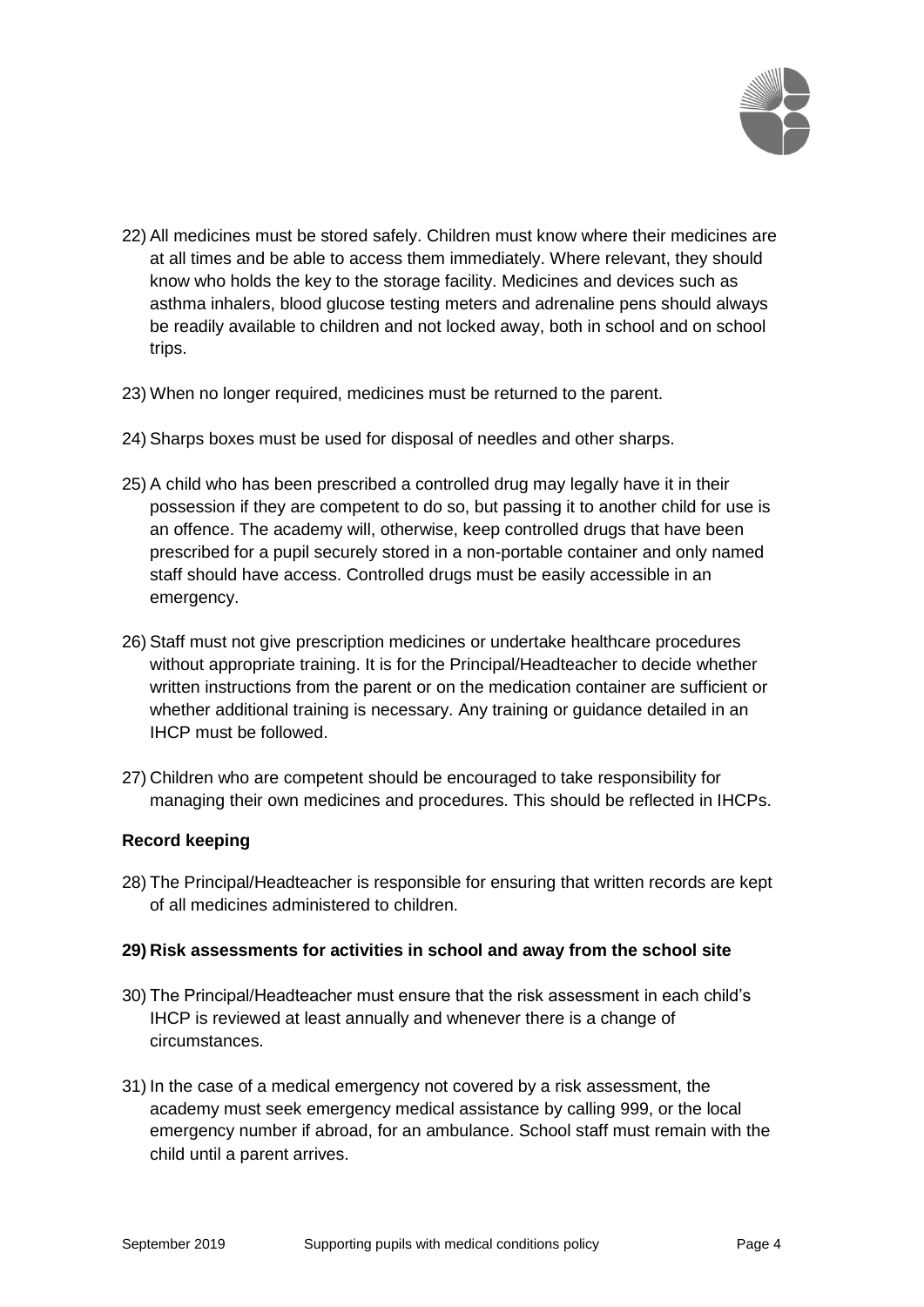22) All medicines must be stored safely. Children must know where their medicines are at all times and be able to access them immediately. Where relevant, they should know who holds the key to the storage facility. Medicines and devices such as asthma inhalers, blood glucose testing meters and adrenaline pens should always be readily available to children and not locked away, both in school and on school trips.

23) When no longer required, medicines must be returned to the parent.

24) Sharps boxes must be used for disposal of needles and other sharps.

25) A child who has been prescribed a controlled drug may legally have it in their possession if they are competent to do so, but passing it to another child for use is an offence. The academy will, otherwise, keep controlled drugs that have been prescribed for a pupil securely stored in a non-portable container and only named staff should have access. Controlled drugs must be easily accessible in an emergency.

26) Staff must not give prescription medicines or undertake healthcare procedures without appropriate training. It is for the Principal/Headteacher to decide whether written instructions from the parent or on the medication container are sufficient or whether additional training is necessary. Any training or guidance detailed in an IHCP must be followed.

27) Children who are competent should be encouraged to take responsibility for managing their own medicines and procedures. This should be reflected in IHCPs.

**Record keeping**

28) The Principal/Headteacher is responsible for ensuring that written records are kept of all medicines administered to children.

**29) Risk assessments for activities in school and away from the school site**

30) The Principal/Headteacher must ensure that the risk assessment in each child's IHCP is reviewed at least annually and whenever there is a change of circumstances.

31) In the case of a medical emergency not covered by a risk assessment, the academy must seek emergency medical assistance by calling 999, or the local emergency number if abroad, for an ambulance. School staff must remain with the child until a parent arrives.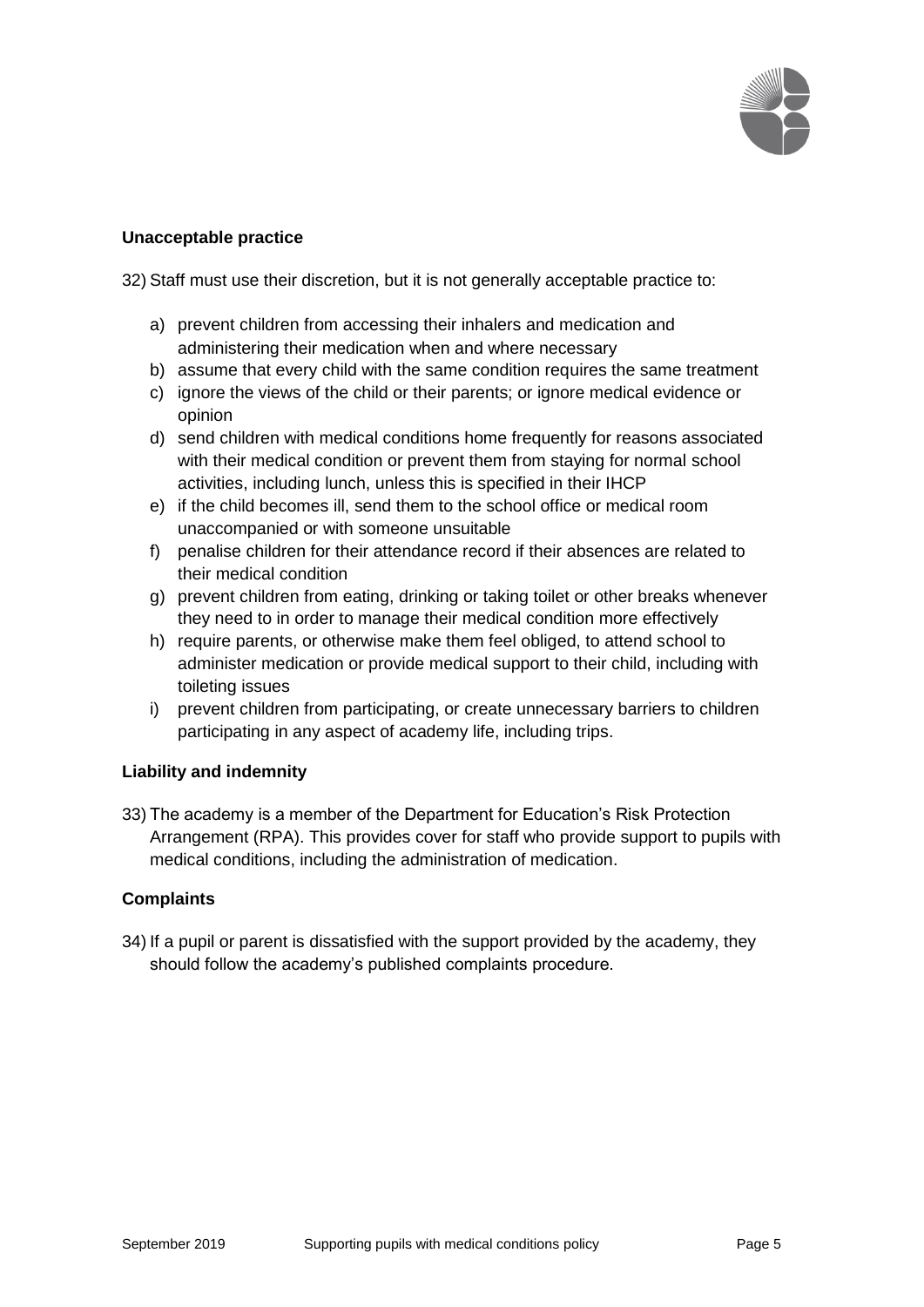### Unacceptable practice

32) Staff must use their discretion, but it is not generally acceptable practice to:

   a) prevent children from accessing their inhalers and medication and administering their medication when and where necessary
   b) assume that every child with the same condition requires the same treatment
   c) ignore the views of the child or their parents; or ignore medical evidence or opinion
   d) send children with medical conditions home frequently for reasons associated with their medical condition or prevent them from staying for normal school activities, including lunch, unless this is specified in their IHCP
   e) if the child becomes ill, send them to the school office or medical room unaccompanied or with someone unsuitable
   f) penalise children for their attendance record if their absences are related to their medical condition
   g) prevent children from eating, drinking or taking toilet or other breaks whenever they need to in order to manage their medical condition more effectively
   h) require parents, or otherwise make them feel obliged, to attend school to administer medication or provide medical support to their child, including with toileting issues
   i) prevent children from participating, or create unnecessary barriers to children participating in any aspect of academy life, including trips.

### Liability and indemnity

33) The academy is a member of the Department for Education's Risk Protection Arrangement (RPA). This provides cover for staff who provide support to pupils with medical conditions, including the administration of medication.

### Complaints

34) If a pupil or parent is dissatisfied with the support provided by the academy, they should follow the academy's published complaints procedure.